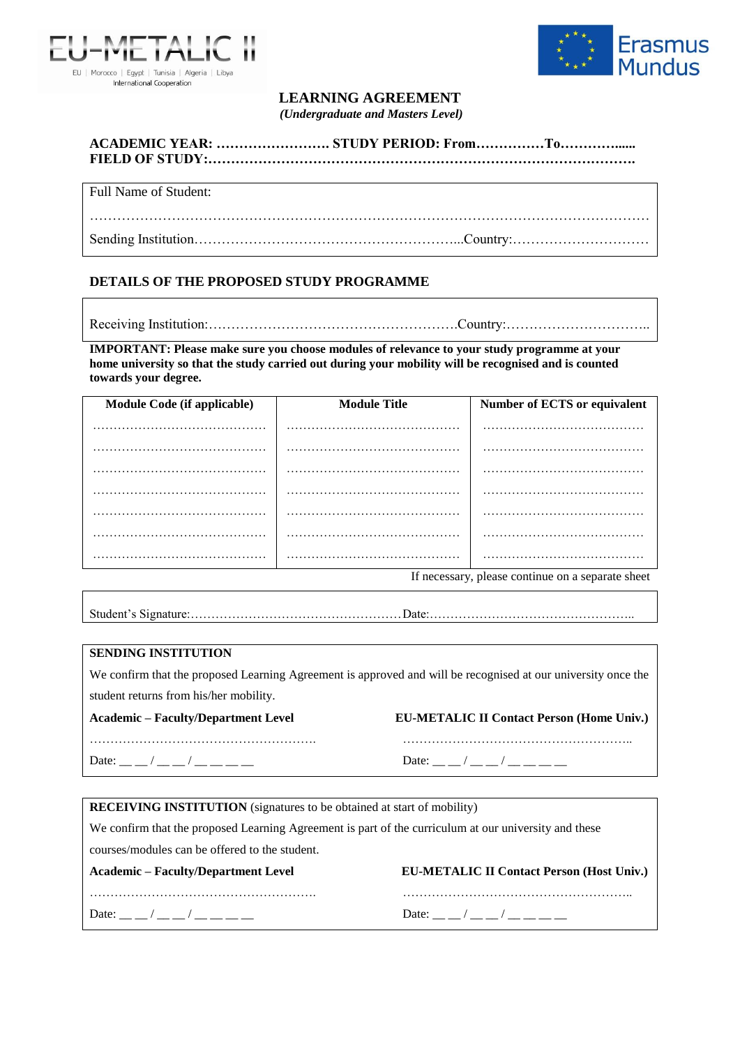EU-METALIC II

EU | Morocco | Egypt | Tunisia | Algeria | Libya
International Cooperation

Erasmus Mundus

# LEARNING AGREEMENT

*(Undergraduate and Masters Level)*

**ACADEMIC YEAR: ……………………. STUDY PERIOD: From……………To…………......**
**FIELD OF STUDY:……………………………………………………………………………….**

Full Name of Student:

…………………………………………………………………………………………………………

Sending Institution…………………………………………………...Country:…………………………

## DETAILS OF THE PROPOSED STUDY PROGRAMME

Receiving Institution:………………………………………………Country:…………………………..

**IMPORTANT: Please make sure you choose modules of relevance to your study programme at your home university so that the study carried out during your mobility will be recognised and is counted towards your degree.**

| Module Code (if applicable) | Module Title | Number of ECTS or equivalent |
|---|---|---|
| …………………………………… | …………………………………… | ………………………………… |
| …………………………………… | …………………………………… | ………………………………… |
| …………………………………… | …………………………………… | ………………………………… |
| …………………………………… | …………………………………… | ………………………………… |
| …………………………………… | …………………………………… | ………………………………… |
| …………………………………… | …………………………………… | ………………………………… |
| …………………………………… | …………………………………… | ………………………………… |

If necessary, please continue on a separate sheet

Student's Signature:……………………………………………Date:…………………………………………..

**SENDING INSTITUTION**

We confirm that the proposed Learning Agreement is approved and will be recognised at our university once the student returns from his/her mobility.

| **Academic – Faculty/Department Level** | **EU-METALIC II Contact Person (Home Univ.)** |
|---|---|
| ………………………………………………. | ……………………………………………….. |
| Date: __ __ / __ __ / __ __ __ __ | Date: __ __ / __ __ / __ __ __ __ |

**RECEIVING INSTITUTION** (signatures to be obtained at start of mobility)

We confirm that the proposed Learning Agreement is part of the curriculum at our university and these courses/modules can be offered to the student.

| **Academic – Faculty/Department Level** | **EU-METALIC II Contact Person (Host Univ.)** |
|---|---|
| ………………………………………………. | ……………………………………………….. |
| Date: __ __ / __ __ / __ __ __ __ | Date: __ __ / __ __ / __ __ __ __ |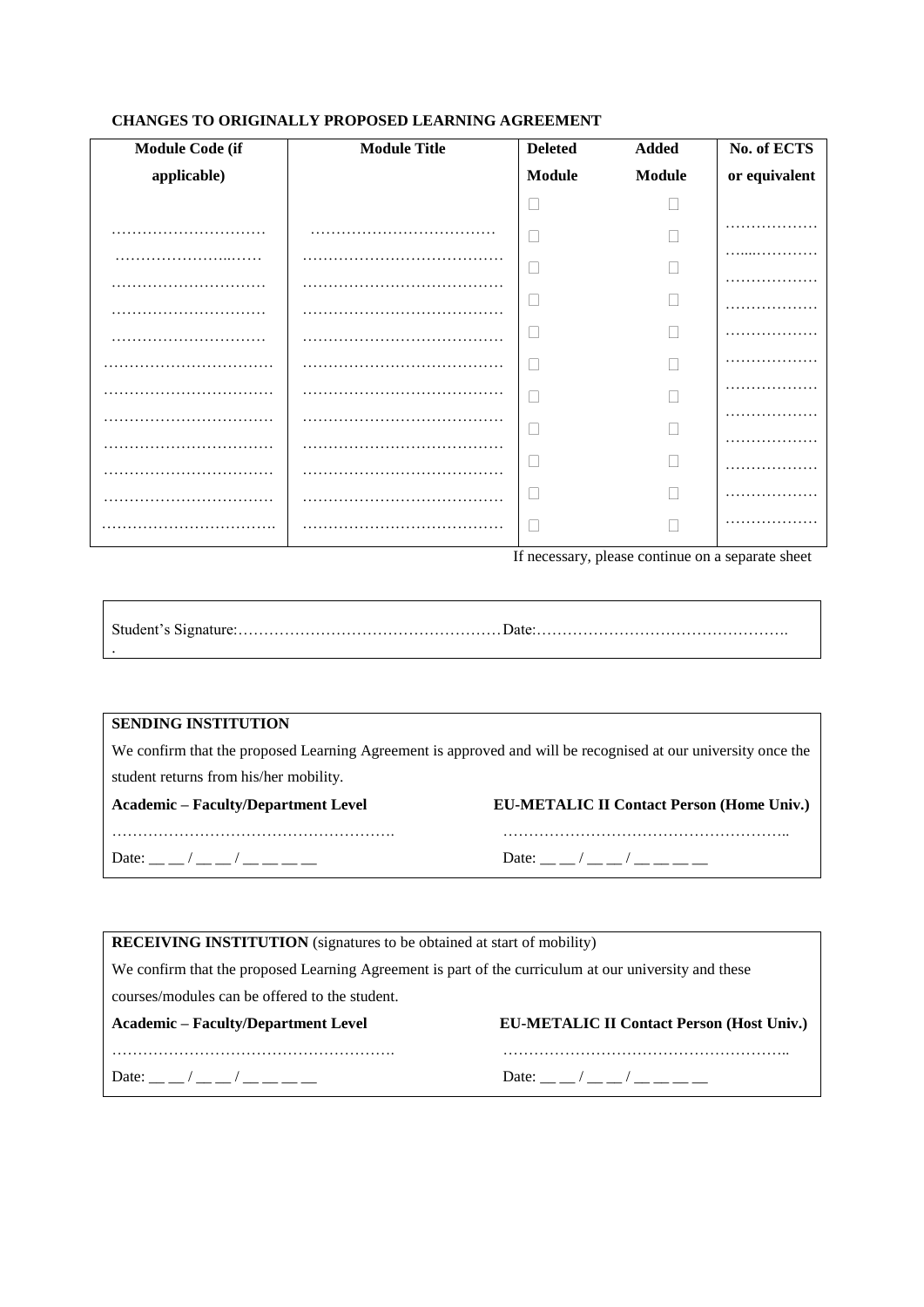**CHANGES TO ORIGINALLY PROPOSED LEARNING AGREEMENT**

| Module Code (if applicable) | Module Title | Deleted Module | Added Module | No. of ECTS or equivalent |
|---|---|---|---|---|
| | | ☐ | ☐ | |
| ………………………… | ……………………………… | ☐ | ☐ | ……………… |
| ……………………..…… | ………………………………… | ☐ | ☐ | …....………… |
| ………………………… | ………………………………… | ☐ | ☐ | ……………… |
| ………………………… | ………………………………… | ☐ | ☐ | ……………… |
| ………………………… | ………………………………… | ☐ | ☐ | ……………… |
| …………………………… | ………………………………… | ☐ | ☐ | ……………… |
| …………………………… | ………………………………… | ☐ | ☐ | ……………… |
| …………………………… | ………………………………… | ☐ | ☐ | ……………… |
| …………………………… | ………………………………… | ☐ | ☐ | ……………… |
| …………………………… | ………………………………… | ☐ | ☐ | ……………… |
| ……………………………. | ………………………………… | ☐ | ☐ | ……………… |

If necessary, please continue on a separate sheet

Student's Signature:……………………………………………Date:………………………………………….
.

**SENDING INSTITUTION**

We confirm that the proposed Learning Agreement is approved and will be recognised at our university once the student returns from his/her mobility.

| **Academic – Faculty/Department Level** | **EU-METALIC II Contact Person (Home Univ.)** |
|---|---|
| ………………………………………………. | ……………………………………………….. |
| Date: __ __ / __ __ / __ __ __ __ | Date: __ __ / __ __ / __ __ __ __ |

**RECEIVING INSTITUTION** (signatures to be obtained at start of mobility)

We confirm that the proposed Learning Agreement is part of the curriculum at our university and these courses/modules can be offered to the student.

| **Academic – Faculty/Department Level** | **EU-METALIC II Contact Person (Host Univ.)** |
|---|---|
| ………………………………………………. | ……………………………………………….. |
| Date: __ __ / __ __ / __ __ __ __ | Date: __ __ / __ __ / __ __ __ __ |